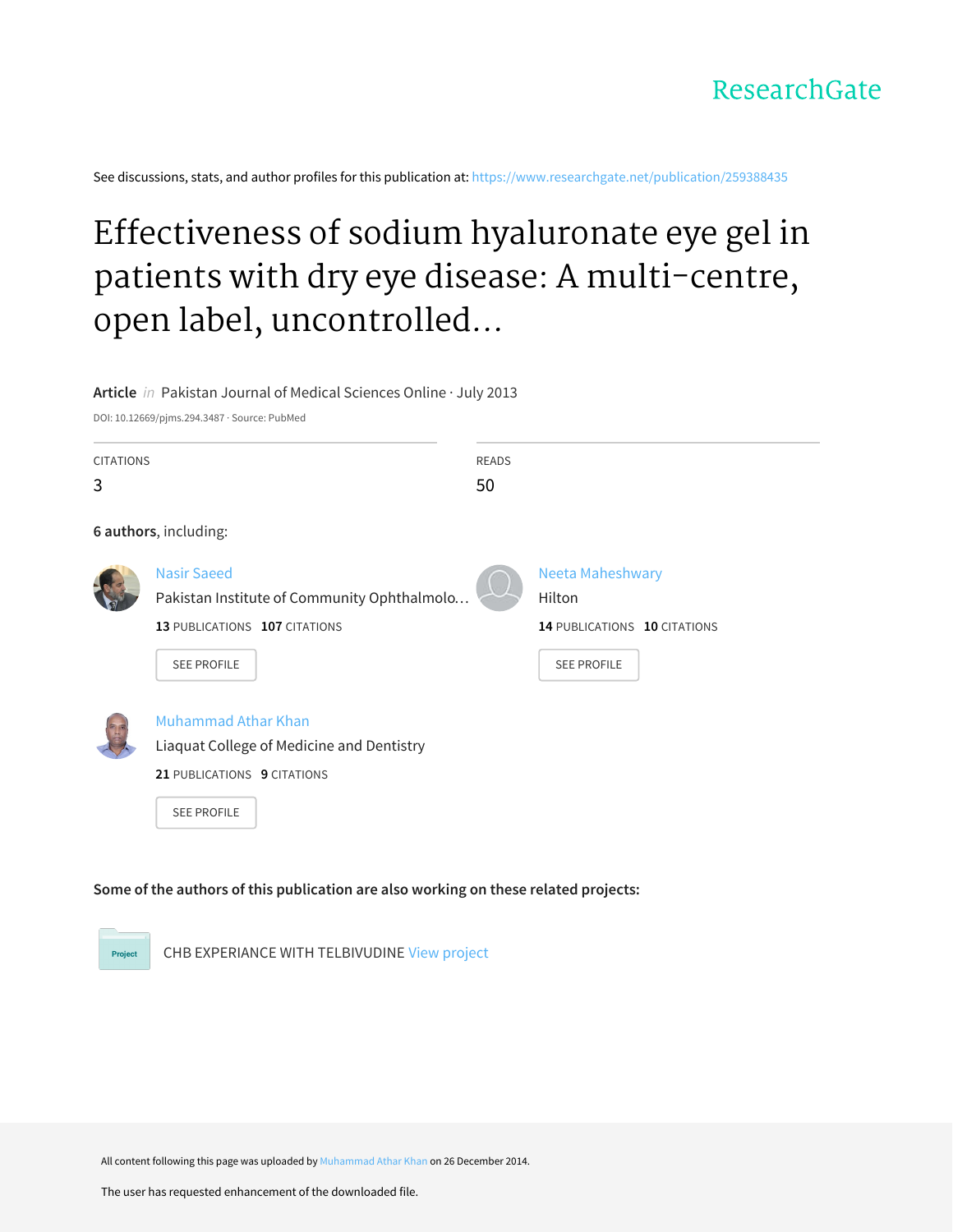ResearchGate

See discussions, stats, and author profiles for this publication at: https://www.researchgate.net/publication/259388435

# Effectiveness of sodium hyaluronate eye gel in patients with dry eye disease: A multi-centre, open label, uncontrolled...

**Article** *in* Pakistan Journal of Medical Sciences Online · July 2013

DOI: 10.12669/pjms.294.3487 · Source: PubMed

CITATIONS
3

READS
50

**6 authors**, including:

Nasir Saeed
Pakistan Institute of Community Ophthalmolo…
**13** PUBLICATIONS **107** CITATIONS
SEE PROFILE

Neeta Maheshwary
Hilton
**14** PUBLICATIONS **10** CITATIONS
SEE PROFILE

Muhammad Athar Khan
Liaquat College of Medicine and Dentistry
**21** PUBLICATIONS **9** CITATIONS
SEE PROFILE

**Some of the authors of this publication are also working on these related projects:**

Project: CHB EXPERIANCE WITH TELBIVUDINE View project

All content following this page was uploaded by Muhammad Athar Khan on 26 December 2014.

The user has requested enhancement of the downloaded file.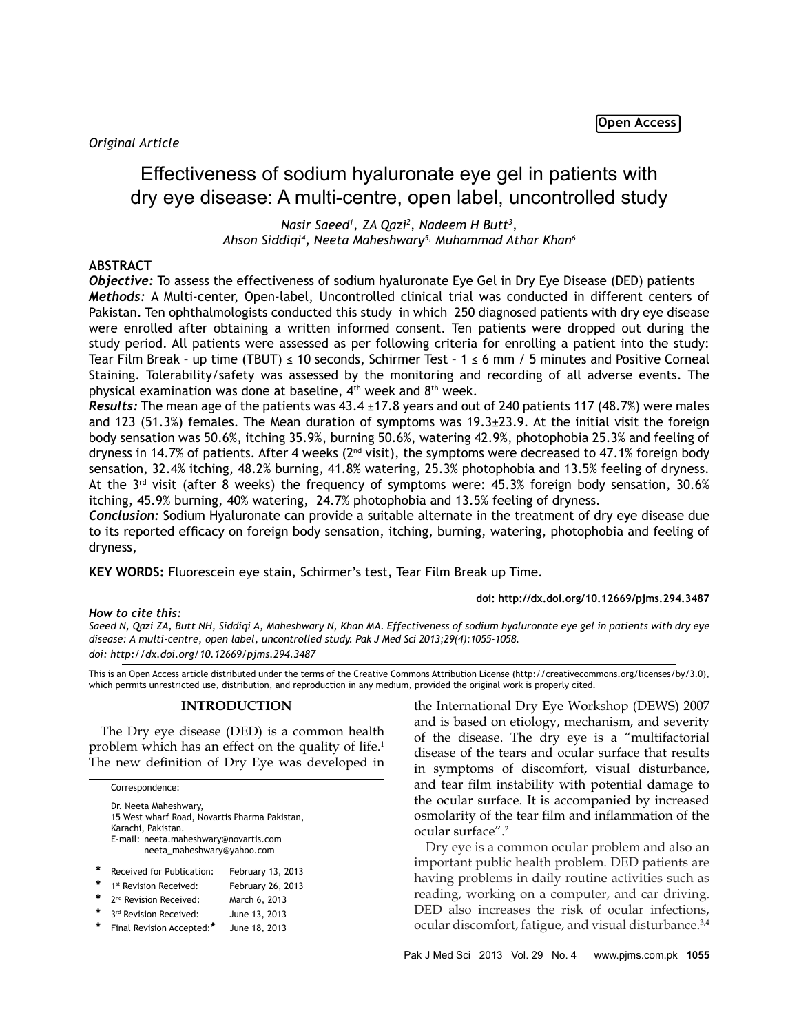*Original Article*

**Open Access**

# Effectiveness of sodium hyaluronate eye gel in patients with dry eye disease: A multi-centre, open label, uncontrolled study

*Nasir Saeed[1], ZA Qazi[2], Nadeem H Butt[3], Ahson Siddiqi[4], Neeta Maheshwary[5], Muhammad Athar Khan[6]*

## ABSTRACT

***Objective:*** To assess the effectiveness of sodium hyaluronate Eye Gel in Dry Eye Disease (DED) patients

***Methods:*** A Multi-center, Open-label, Uncontrolled clinical trial was conducted in different centers of Pakistan. Ten ophthalmologists conducted this study in which 250 diagnosed patients with dry eye disease were enrolled after obtaining a written informed consent. Ten patients were dropped out during the study period. All patients were assessed as per following criteria for enrolling a patient into the study: Tear Film Break – up time (TBUT) ≤ 10 seconds, Schirmer Test – 1 ≤ 6 mm / 5 minutes and Positive Corneal Staining. Tolerability/safety was assessed by the monitoring and recording of all adverse events. The physical examination was done at baseline, 4[th] week and 8[th] week.

***Results:*** The mean age of the patients was 43.4 ±17.8 years and out of 240 patients 117 (48.7%) were males and 123 (51.3%) females. The Mean duration of symptoms was 19.3±23.9. At the initial visit the foreign body sensation was 50.6%, itching 35.9%, burning 50.6%, watering 42.9%, photophobia 25.3% and feeling of dryness in 14.7% of patients. After 4 weeks (2[nd] visit), the symptoms were decreased to 47.1% foreign body sensation, 32.4% itching, 48.2% burning, 41.8% watering, 25.3% photophobia and 13.5% feeling of dryness. At the 3[rd] visit (after 8 weeks) the frequency of symptoms were: 45.3% foreign body sensation, 30.6% itching, 45.9% burning, 40% watering, 24.7% photophobia and 13.5% feeling of dryness.

***Conclusion:*** Sodium Hyaluronate can provide a suitable alternate in the treatment of dry eye disease due to its reported efficacy on foreign body sensation, itching, burning, watering, photophobia and feeling of dryness,

**KEY WORDS:** Fluorescein eye stain, Schirmer's test, Tear Film Break up Time.

**doi: http://dx.doi.org/10.12669/pjms.294.3487**

***How to cite this:***

*Saeed N, Qazi ZA, Butt NH, Siddiqi A, Maheshwary N, Khan MA. Effectiveness of sodium hyaluronate eye gel in patients with dry eye disease: A multi-centre, open label, uncontrolled study. Pak J Med Sci 2013;29(4):1055-1058.*

*doi: http://dx.doi.org/10.12669/pjms.294.3487*

This is an Open Access article distributed under the terms of the Creative Commons Attribution License (http://creativecommons.org/licenses/by/3.0), which permits unrestricted use, distribution, and reproduction in any medium, provided the original work is properly cited.

## INTRODUCTION

The Dry eye disease (DED) is a common health problem which has an effect on the quality of life.[1] The new definition of Dry Eye was developed in the International Dry Eye Workshop (DEWS) 2007 and is based on etiology, mechanism, and severity of the disease. The dry eye is a "multifactorial disease of the tears and ocular surface that results in symptoms of discomfort, visual disturbance, and tear film instability with potential damage to the ocular surface. It is accompanied by increased osmolarity of the tear film and inflammation of the ocular surface".[2]

Dry eye is a common ocular problem and also an important public health problem. DED patients are having problems in daily routine activities such as reading, working on a computer, and car driving. DED also increases the risk of ocular infections, ocular discomfort, fatigue, and visual disturbance.[3,4]

Correspondence:

Dr. Neeta Maheshwary,
15 West wharf Road, Novartis Pharma Pakistan,
Karachi, Pakistan.
E-mail: neeta.maheshwary@novartis.com
neeta_maheshwary@yahoo.com

- * Received for Publication: February 13, 2013
- * 1[st] Revision Received: February 26, 2013
- * 2[nd] Revision Received: March 6, 2013
- * 3[rd] Revision Received: June 13, 2013
- * Final Revision Accepted:* June 18, 2013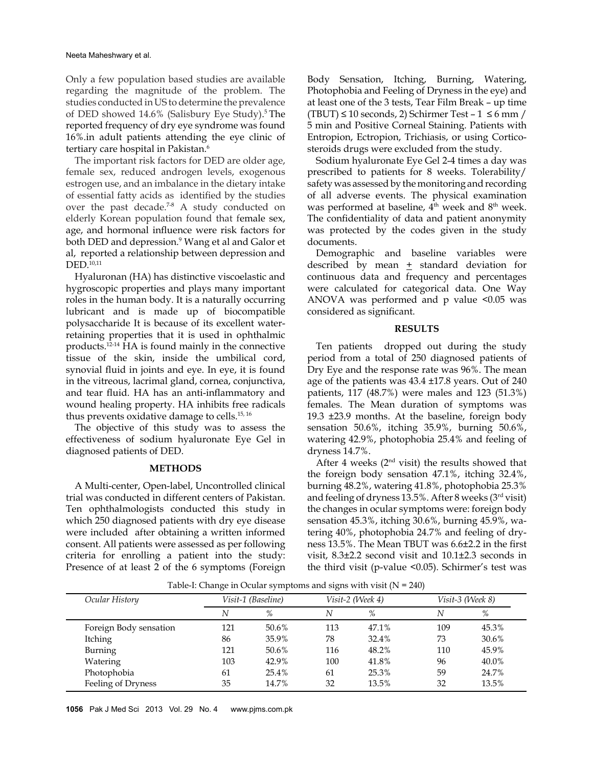Only a few population based studies are available regarding the magnitude of the problem. The studies conducted in US to determine the prevalence of DED showed 14.6% (Salisbury Eye Study).[5] The reported frequency of dry eye syndrome was found 16%.in adult patients attending the eye clinic of tertiary care hospital in Pakistan.[6]

The important risk factors for DED are older age, female sex, reduced androgen levels, exogenous estrogen use, and an imbalance in the dietary intake of essential fatty acids as identified by the studies over the past decade.[7-8] A study conducted on elderly Korean population found that female sex, age, and hormonal influence were risk factors for both DED and depression.[9] Wang et al and Galor et al, reported a relationship between depression and DED.[10,11]

Hyaluronan (HA) has distinctive viscoelastic and hygroscopic properties and plays many important roles in the human body. It is a naturally occurring lubricant and is made up of biocompatible polysaccharide It is because of its excellent water-retaining properties that it is used in ophthalmic products.[12-14] HA is found mainly in the connective tissue of the skin, inside the umbilical cord, synovial fluid in joints and eye. In eye, it is found in the vitreous, lacrimal gland, cornea, conjunctiva, and tear fluid. HA has an anti-inflammatory and wound healing property. HA inhibits free radicals thus prevents oxidative damage to cells.[15, 16]

The objective of this study was to assess the effectiveness of sodium hyaluronate Eye Gel in diagnosed patients of DED.

## METHODS

A Multi-center, Open-label, Uncontrolled clinical trial was conducted in different centers of Pakistan. Ten ophthalmologists conducted this study in which 250 diagnosed patients with dry eye disease were included after obtaining a written informed consent. All patients were assessed as per following criteria for enrolling a patient into the study: Presence of at least 2 of the 6 symptoms (Foreign Body Sensation, Itching, Burning, Watering, Photophobia and Feeling of Dryness in the eye) and at least one of the 3 tests, Tear Film Break – up time (TBUT) ≤ 10 seconds, 2) Schirmer Test – 1 ≤ 6 mm / 5 min and Positive Corneal Staining. Patients with Entropion, Ectropion, Trichiasis, or using Corticosteroids drugs were excluded from the study.

Sodium hyaluronate Eye Gel 2-4 times a day was prescribed to patients for 8 weeks. Tolerability/ safety was assessed by the monitoring and recording of all adverse events. The physical examination was performed at baseline, 4th week and 8th week. The confidentiality of data and patient anonymity was protected by the codes given in the study documents.

Demographic and baseline variables were described by mean ± standard deviation for continuous data and frequency and percentages were calculated for categorical data. One Way ANOVA was performed and p value <0.05 was considered as significant.

## RESULTS

Ten patients dropped out during the study period from a total of 250 diagnosed patients of Dry Eye and the response rate was 96%. The mean age of the patients was 43.4 ±17.8 years. Out of 240 patients, 117 (48.7%) were males and 123 (51.3%) females. The Mean duration of symptoms was 19.3 ±23.9 months. At the baseline, foreign body sensation 50.6%, itching 35.9%, burning 50.6%, watering 42.9%, photophobia 25.4% and feeling of dryness 14.7%.

After 4 weeks (2nd visit) the results showed that the foreign body sensation 47.1%, itching 32.4%, burning 48.2%, watering 41.8%, photophobia 25.3% and feeling of dryness 13.5%. After 8 weeks (3rd visit) the changes in ocular symptoms were: foreign body sensation 45.3%, itching 30.6%, burning 45.9%, watering 40%, photophobia 24.7% and feeling of dryness 13.5%. The Mean TBUT was 6.6±2.2 in the first visit, 8.3±2.2 second visit and 10.1±2.3 seconds in the third visit (p-value <0.05). Schirmer's test was

Table-I: Change in Ocular symptoms and signs with visit (N = 240)

| *Ocular History* | *Visit-1 (Baseline)* | | *Visit-2 (Week 4)* | | *Visit-3 (Week 8)* | |
|---|---|---|---|---|---|---|
| | *N* | *%* | *N* | *%* | *N* | *%* |
| Foreign Body sensation | 121 | 50.6% | 113 | 47.1% | 109 | 45.3% |
| Itching | 86 | 35.9% | 78 | 32.4% | 73 | 30.6% |
| Burning | 121 | 50.6% | 116 | 48.2% | 110 | 45.9% |
| Watering | 103 | 42.9% | 100 | 41.8% | 96 | 40.0% |
| Photophobia | 61 | 25.4% | 61 | 25.3% | 59 | 24.7% |
| Feeling of Dryness | 35 | 14.7% | 32 | 13.5% | 32 | 13.5% |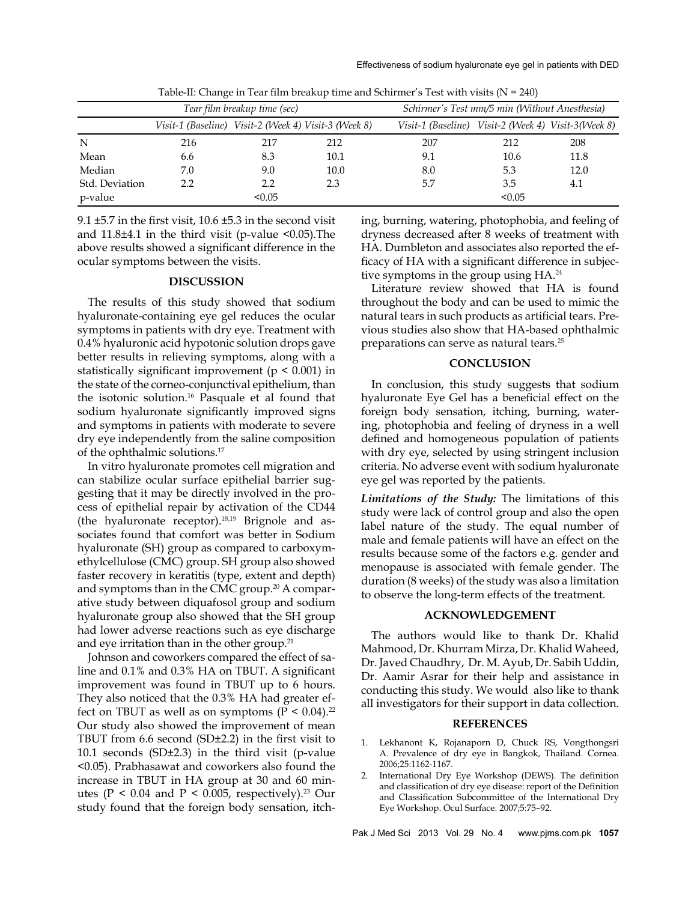Table-II: Change in Tear film breakup time and Schirmer's Test with visits (N = 240)

| | *Tear film breakup time (sec)* | | | *Schirmer's Test mm/5 min (Without Anesthesia)* | | |
|---|---|---|---|---|---|---|
| | *Visit-1 (Baseline)* | *Visit-2 (Week 4)* | *Visit-3 (Week 8)* | *Visit-1 (Baseline)* | *Visit-2 (Week 4)* | *Visit-3(Week 8)* |
| N | 216 | 217 | 212 | 207 | 212 | 208 |
| Mean | 6.6 | 8.3 | 10.1 | 9.1 | 10.6 | 11.8 |
| Median | 7.0 | 9.0 | 10.0 | 8.0 | 5.3 | 12.0 |
| Std. Deviation | 2.2 | 2.2 | 2.3 | 5.7 | 3.5 | 4.1 |
| p-value | | <0.05 | | | <0.05 | |

9.1 ±5.7 in the first visit, 10.6 ±5.3 in the second visit and 11.8±4.1 in the third visit (p-value <0.05).The above results showed a significant difference in the ocular symptoms between the visits.

## DISCUSSION

The results of this study showed that sodium hyaluronate-containing eye gel reduces the ocular symptoms in patients with dry eye. Treatment with 0.4% hyaluronic acid hypotonic solution drops gave better results in relieving symptoms, along with a statistically significant improvement ($p < 0.001$) in the state of the corneo-conjunctival epithelium, than the isotonic solution.[16] Pasquale et al found that sodium hyaluronate significantly improved signs and symptoms in patients with moderate to severe dry eye independently from the saline composition of the ophthalmic solutions.[17]

In vitro hyaluronate promotes cell migration and can stabilize ocular surface epithelial barrier suggesting that it may be directly involved in the process of epithelial repair by activation of the CD44 (the hyaluronate receptor).[18,19] Brignole and associates found that comfort was better in Sodium hyaluronate (SH) group as compared to carboxymethylcellulose (CMC) group. SH group also showed faster recovery in keratitis (type, extent and depth) and symptoms than in the CMC group.[20] A comparative study between diquafosol group and sodium hyaluronate group also showed that the SH group had lower adverse reactions such as eye discharge and eye irritation than in the other group.[21]

Johnson and coworkers compared the effect of saline and 0.1% and 0.3% HA on TBUT. A significant improvement was found in TBUT up to 6 hours. They also noticed that the 0.3% HA had greater effect on TBUT as well as on symptoms ($P < 0.04$).[22] Our study also showed the improvement of mean TBUT from 6.6 second (SD±2.2) in the first visit to 10.1 seconds (SD±2.3) in the third visit (p-value <0.05). Prabhasawat and coworkers also found the increase in TBUT in HA group at 30 and 60 minutes ($P < 0.04$ and $P < 0.005$, respectively).[23] Our study found that the foreign body sensation, itching, burning, watering, photophobia, and feeling of dryness decreased after 8 weeks of treatment with HA. Dumbleton and associates also reported the efficacy of HA with a significant difference in subjective symptoms in the group using HA.[24]

Literature review showed that HA is found throughout the body and can be used to mimic the natural tears in such products as artificial tears. Previous studies also show that HA-based ophthalmic preparations can serve as natural tears.[25]

## CONCLUSION

In conclusion, this study suggests that sodium hyaluronate Eye Gel has a beneficial effect on the foreign body sensation, itching, burning, watering, photophobia and feeling of dryness in a well defined and homogeneous population of patients with dry eye, selected by using stringent inclusion criteria. No adverse event with sodium hyaluronate eye gel was reported by the patients.

***Limitations of the Study:*** The limitations of this study were lack of control group and also the open label nature of the study. The equal number of male and female patients will have an effect on the results because some of the factors e.g. gender and menopause is associated with female gender. The duration (8 weeks) of the study was also a limitation to observe the long-term effects of the treatment.

## ACKNOWLEDGEMENT

The authors would like to thank Dr. Khalid Mahmood, Dr. Khurram Mirza, Dr. Khalid Waheed, Dr. Javed Chaudhry, Dr. M. Ayub, Dr. Sabih Uddin, Dr. Aamir Asrar for their help and assistance in conducting this study. We would also like to thank all investigators for their support in data collection.

## REFERENCES

1. Lekhanont K, Rojanaporn D, Chuck RS, Vongthongsri A. Prevalence of dry eye in Bangkok, Thailand. Cornea. 2006;25:1162-1167.
2. International Dry Eye Workshop (DEWS). The definition and classification of dry eye disease: report of the Definition and Classification Subcommittee of the International Dry Eye Workshop. Ocul Surface. 2007;5:75–92.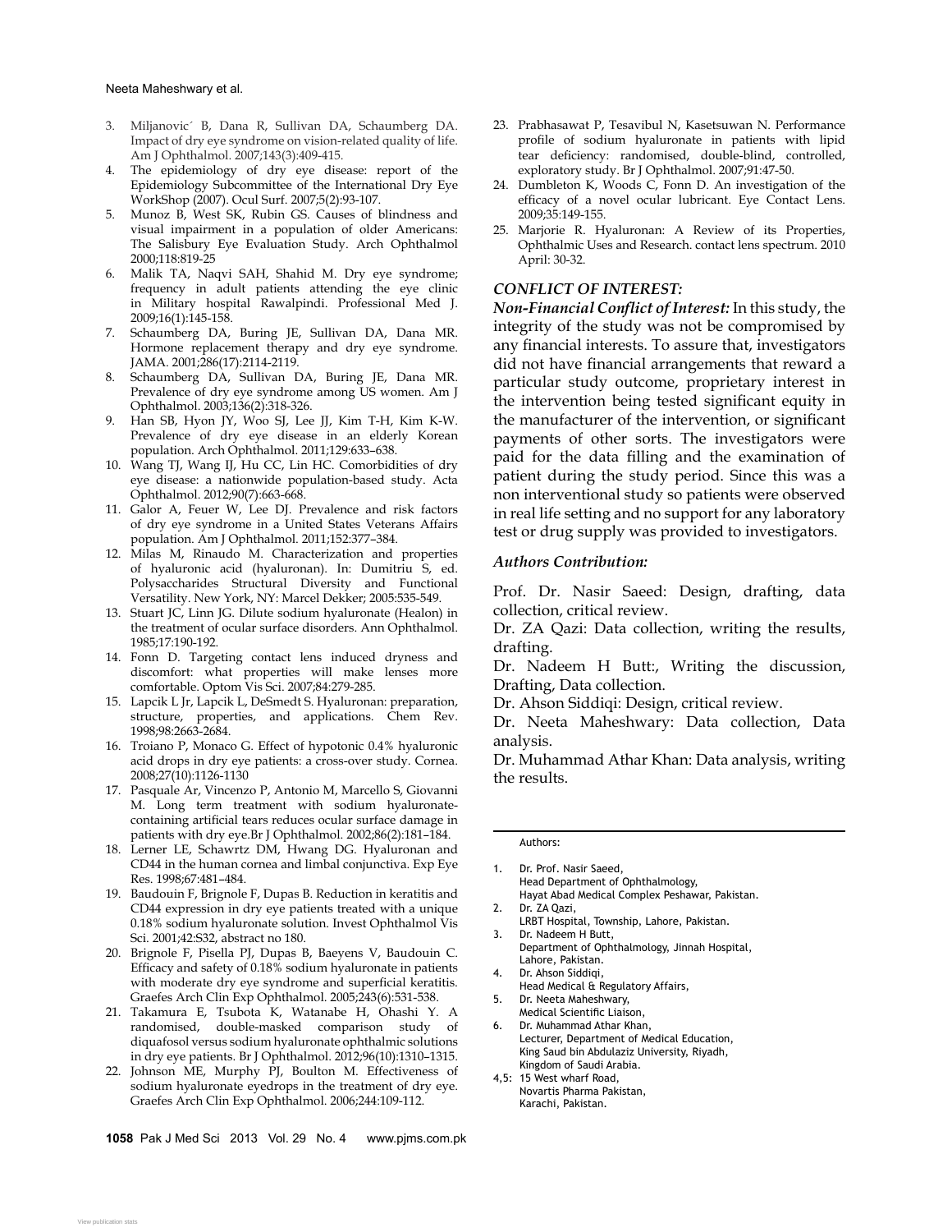3. Miljanovic´ B, Dana R, Sullivan DA, Schaumberg DA. Impact of dry eye syndrome on vision-related quality of life. Am J Ophthalmol. 2007;143(3):409-415.
4. The epidemiology of dry eye disease: report of the Epidemiology Subcommittee of the International Dry Eye WorkShop (2007). Ocul Surf. 2007;5(2):93-107.
5. Munoz B, West SK, Rubin GS. Causes of blindness and visual impairment in a population of older Americans: The Salisbury Eye Evaluation Study. Arch Ophthalmol 2000;118:819-25
6. Malik TA, Naqvi SAH, Shahid M. Dry eye syndrome; frequency in adult patients attending the eye clinic in Military hospital Rawalpindi. Professional Med J. 2009;16(1):145-158.
7. Schaumberg DA, Buring JE, Sullivan DA, Dana MR. Hormone replacement therapy and dry eye syndrome. JAMA. 2001;286(17):2114-2119.
8. Schaumberg DA, Sullivan DA, Buring JE, Dana MR. Prevalence of dry eye syndrome among US women. Am J Ophthalmol. 2003;136(2):318-326.
9. Han SB, Hyon JY, Woo SJ, Lee JJ, Kim T-H, Kim K-W. Prevalence of dry eye disease in an elderly Korean population. Arch Ophthalmol. 2011;129:633–638.
10. Wang TJ, Wang IJ, Hu CC, Lin HC. Comorbidities of dry eye disease: a nationwide population-based study. Acta Ophthalmol. 2012;90(7):663-668.
11. Galor A, Feuer W, Lee DJ. Prevalence and risk factors of dry eye syndrome in a United States Veterans Affairs population. Am J Ophthalmol. 2011;152:377–384.
12. Milas M, Rinaudo M. Characterization and properties of hyaluronic acid (hyaluronan). In: Dumitriu S, ed. Polysaccharides Structural Diversity and Functional Versatility. New York, NY: Marcel Dekker; 2005:535-549.
13. Stuart JC, Linn JG. Dilute sodium hyaluronate (Healon) in the treatment of ocular surface disorders. Ann Ophthalmol. 1985;17:190-192.
14. Fonn D. Targeting contact lens induced dryness and discomfort: what properties will make lenses more comfortable. Optom Vis Sci. 2007;84:279-285.
15. Lapcik L Jr, Lapcik L, DeSmedt S. Hyaluronan: preparation, structure, properties, and applications. Chem Rev. 1998;98:2663-2684.
16. Troiano P, Monaco G. Effect of hypotonic 0.4% hyaluronic acid drops in dry eye patients: a cross-over study. Cornea. 2008;27(10):1126-1130
17. Pasquale Ar, Vincenzo P, Antonio M, Marcello S, Giovanni M. Long term treatment with sodium hyaluronate-containing artificial tears reduces ocular surface damage in patients with dry eye.Br J Ophthalmol. 2002;86(2):181–184.
18. Lerner LE, Schawrtz DM, Hwang DG. Hyaluronan and CD44 in the human cornea and limbal conjunctiva. Exp Eye Res. 1998;67:481–484.
19. Baudouin F, Brignole F, Dupas B. Reduction in keratitis and CD44 expression in dry eye patients treated with a unique 0.18% sodium hyaluronate solution. Invest Ophthalmol Vis Sci. 2001;42:S32, abstract no 180.
20. Brignole F, Pisella PJ, Dupas B, Baeyens V, Baudouin C. Efficacy and safety of 0.18% sodium hyaluronate in patients with moderate dry eye syndrome and superficial keratitis. Graefes Arch Clin Exp Ophthalmol. 2005;243(6):531-538.
21. Takamura E, Tsubota K, Watanabe H, Ohashi Y. A randomised, double-masked comparison study of diquafosol versus sodium hyaluronate ophthalmic solutions in dry eye patients. Br J Ophthalmol. 2012;96(10):1310–1315.
22. Johnson ME, Murphy PJ, Boulton M. Effectiveness of sodium hyaluronate eyedrops in the treatment of dry eye. Graefes Arch Clin Exp Ophthalmol. 2006;244:109-112.
23. Prabhasawat P, Tesavibul N, Kasetsuwan N. Performance profile of sodium hyaluronate in patients with lipid tear deficiency: randomised, double-blind, controlled, exploratory study. Br J Ophthalmol. 2007;91:47-50.
24. Dumbleton K, Woods C, Fonn D. An investigation of the efficacy of a novel ocular lubricant. Eye Contact Lens. 2009;35:149-155.
25. Marjorie R. Hyaluronan: A Review of its Properties, Ophthalmic Uses and Research. contact lens spectrum. 2010 April: 30-32.

### *CONFLICT OF INTEREST:*

***Non-Financial Conflict of Interest:*** In this study, the integrity of the study was not be compromised by any financial interests. To assure that, investigators did not have financial arrangements that reward a particular study outcome, proprietary interest in the intervention being tested significant equity in the manufacturer of the intervention, or significant payments of other sorts. The investigators were paid for the data filling and the examination of patient during the study period. Since this was a non interventional study so patients were observed in real life setting and no support for any laboratory test or drug supply was provided to investigators.

### *Authors Contribution:*

Prof. Dr. Nasir Saeed: Design, drafting, data collection, critical review.

Dr. ZA Qazi: Data collection, writing the results, drafting.

Dr. Nadeem H Butt:, Writing the discussion, Drafting, Data collection.

Dr. Ahson Siddiqi: Design, critical review.

Dr. Neeta Maheshwary: Data collection, Data analysis.

Dr. Muhammad Athar Khan: Data analysis, writing the results.

---

Authors:

1. Dr. Prof. Nasir Saeed, Head Department of Ophthalmology, Hayat Abad Medical Complex Peshawar, Pakistan.
2. Dr. ZA Qazi, LRBT Hospital, Township, Lahore, Pakistan.
3. Dr. Nadeem H Butt, Department of Ophthalmology, Jinnah Hospital, Lahore, Pakistan.
4. Dr. Ahson Siddiqi, Head Medical & Regulatory Affairs,
5. Dr. Neeta Maheshwary, Medical Scientific Liaison,
6. Dr. Muhammad Athar Khan, Lecturer, Department of Medical Education, King Saud bin Abdulaziz University, Riyadh, Kingdom of Saudi Arabia.

4,5: 15 West wharf Road, Novartis Pharma Pakistan, Karachi, Pakistan.